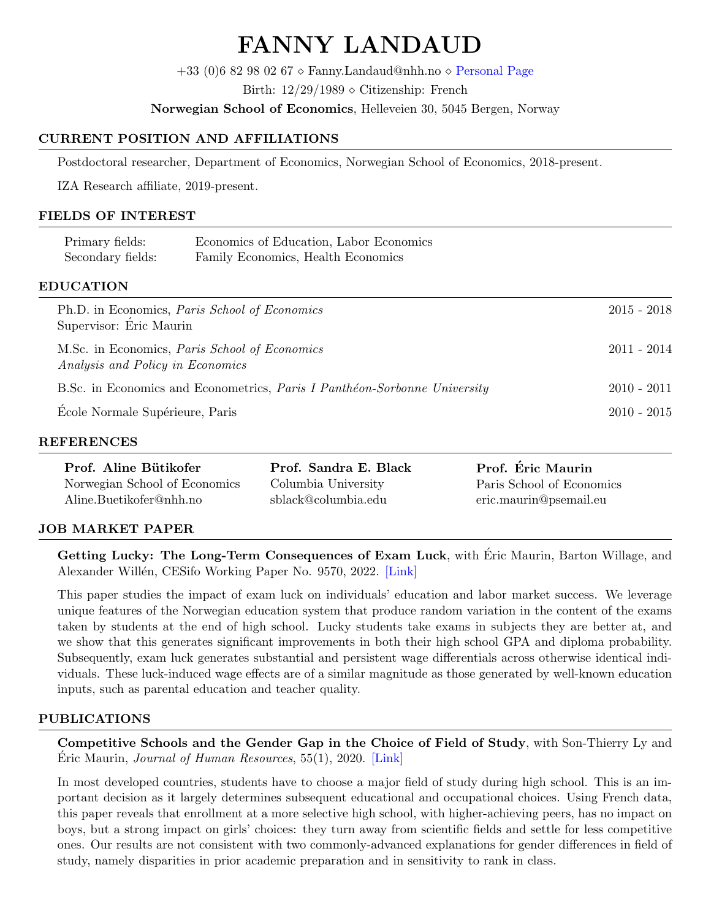# FANNY LANDAUD

+33 (0)6 82 98 02 67 ⋄ Fanny.Landaud@nhh.no ⋄ Personal Page

Birth: 12/29/1989 ⋄ Citizenship: French

**Norwegian School of Economics**, Helleveien 30, 5045 Bergen, Norway

## CURRENT POSITION AND AFFILIATIONS

Postdoctoral researcher, Department of Economics, Norwegian School of Economics, 2018-present.

IZA Research affiliate, 2019-present.

## FIELDS OF INTEREST

| | |
|---|---|
| Primary fields: | Economics of Education, Labor Economics |
| Secondary fields: | Family Economics, Health Economics |

## EDUCATION

| | |
|---|---|
| Ph.D. in Economics, *Paris School of Economics*<br>Supervisor: Éric Maurin | 2015 - 2018 |
| M.Sc. in Economics, *Paris School of Economics*<br>*Analysis and Policy in Economics* | 2011 - 2014 |
| B.Sc. in Economics and Econometrics, *Paris I Panthéon-Sorbonne University* | 2010 - 2011 |
| École Normale Supérieure, Paris | 2010 - 2015 |

## REFERENCES

**Prof. Aline Bütikofer**
Norwegian School of Economics
Aline.Buetikofer@nhh.no

**Prof. Sandra E. Black**
Columbia University
sblack@columbia.edu

**Prof. Éric Maurin**
Paris School of Economics
eric.maurin@psemail.eu

## JOB MARKET PAPER

**Getting Lucky: The Long-Term Consequences of Exam Luck**, with Éric Maurin, Barton Willage, and Alexander Willén, CESifo Working Paper No. 9570, 2022. [Link]

This paper studies the impact of exam luck on individuals' education and labor market success. We leverage unique features of the Norwegian education system that produce random variation in the content of the exams taken by students at the end of high school. Lucky students take exams in subjects they are better at, and we show that this generates significant improvements in both their high school GPA and diploma probability. Subsequently, exam luck generates substantial and persistent wage differentials across otherwise identical individuals. These luck-induced wage effects are of a similar magnitude as those generated by well-known education inputs, such as parental education and teacher quality.

## PUBLICATIONS

**Competitive Schools and the Gender Gap in the Choice of Field of Study**, with Son-Thierry Ly and Éric Maurin, *Journal of Human Resources*, 55(1), 2020. [Link]

In most developed countries, students have to choose a major field of study during high school. This is an important decision as it largely determines subsequent educational and occupational choices. Using French data, this paper reveals that enrollment at a more selective high school, with higher-achieving peers, has no impact on boys, but a strong impact on girls' choices: they turn away from scientific fields and settle for less competitive ones. Our results are not consistent with two commonly-advanced explanations for gender differences in field of study, namely disparities in prior academic preparation and in sensitivity to rank in class.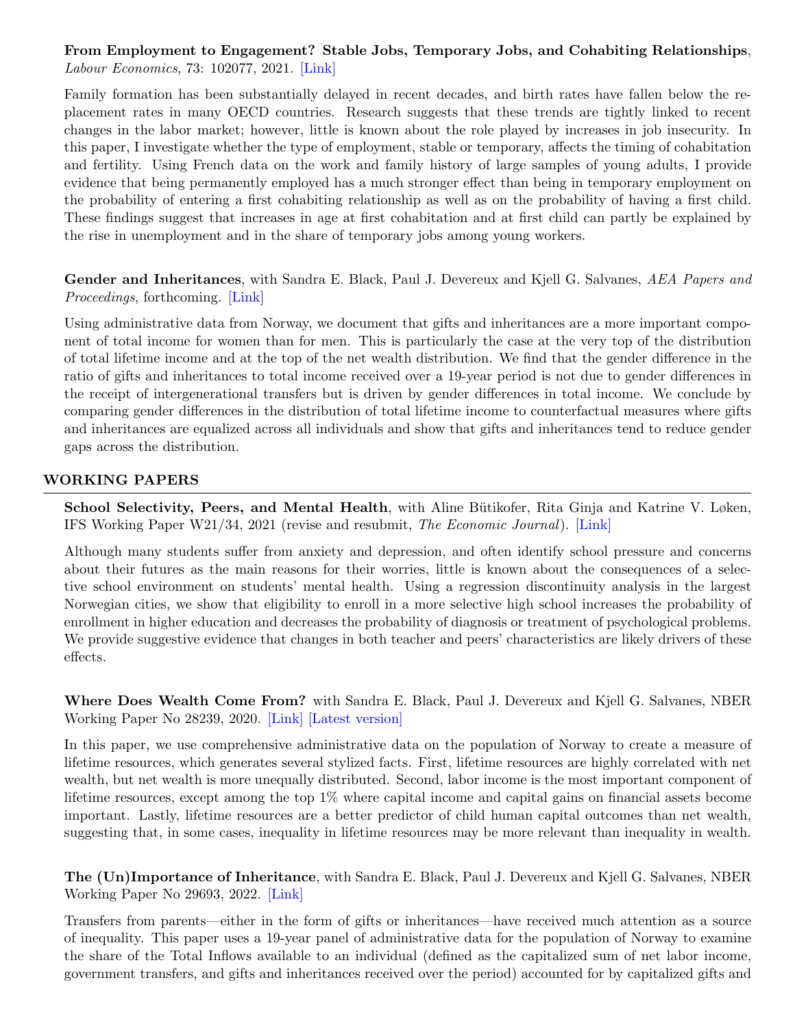**From Employment to Engagement? Stable Jobs, Temporary Jobs, and Cohabiting Relationships**, *Labour Economics*, 73: 102077, 2021. [Link]

Family formation has been substantially delayed in recent decades, and birth rates have fallen below the replacement rates in many OECD countries. Research suggests that these trends are tightly linked to recent changes in the labor market; however, little is known about the role played by increases in job insecurity. In this paper, I investigate whether the type of employment, stable or temporary, affects the timing of cohabitation and fertility. Using French data on the work and family history of large samples of young adults, I provide evidence that being permanently employed has a much stronger effect than being in temporary employment on the probability of entering a first cohabiting relationship as well as on the probability of having a first child. These findings suggest that increases in age at first cohabitation and at first child can partly be explained by the rise in unemployment and in the share of temporary jobs among young workers.

**Gender and Inheritances**, with Sandra E. Black, Paul J. Devereux and Kjell G. Salvanes, *AEA Papers and Proceedings*, forthcoming. [Link]

Using administrative data from Norway, we document that gifts and inheritances are a more important component of total income for women than for men. This is particularly the case at the very top of the distribution of total lifetime income and at the top of the net wealth distribution. We find that the gender difference in the ratio of gifts and inheritances to total income received over a 19-year period is not due to gender differences in the receipt of intergenerational transfers but is driven by gender differences in total income. We conclude by comparing gender differences in the distribution of total lifetime income to counterfactual measures where gifts and inheritances are equalized across all individuals and show that gifts and inheritances tend to reduce gender gaps across the distribution.

## WORKING PAPERS

**School Selectivity, Peers, and Mental Health**, with Aline Bütikofer, Rita Ginja and Katrine V. Løken, IFS Working Paper W21/34, 2021 (revise and resubmit, *The Economic Journal*). [Link]

Although many students suffer from anxiety and depression, and often identify school pressure and concerns about their futures as the main reasons for their worries, little is known about the consequences of a selective school environment on students' mental health. Using a regression discontinuity analysis in the largest Norwegian cities, we show that eligibility to enroll in a more selective high school increases the probability of enrollment in higher education and decreases the probability of diagnosis or treatment of psychological problems. We provide suggestive evidence that changes in both teacher and peers' characteristics are likely drivers of these effects.

**Where Does Wealth Come From?** with Sandra E. Black, Paul J. Devereux and Kjell G. Salvanes, NBER Working Paper No 28239, 2020. [Link] [Latest version]

In this paper, we use comprehensive administrative data on the population of Norway to create a measure of lifetime resources, which generates several stylized facts. First, lifetime resources are highly correlated with net wealth, but net wealth is more unequally distributed. Second, labor income is the most important component of lifetime resources, except among the top 1% where capital income and capital gains on financial assets become important. Lastly, lifetime resources are a better predictor of child human capital outcomes than net wealth, suggesting that, in some cases, inequality in lifetime resources may be more relevant than inequality in wealth.

**The (Un)Importance of Inheritance**, with Sandra E. Black, Paul J. Devereux and Kjell G. Salvanes, NBER Working Paper No 29693, 2022. [Link]

Transfers from parents—either in the form of gifts or inheritances—have received much attention as a source of inequality. This paper uses a 19-year panel of administrative data for the population of Norway to examine the share of the Total Inflows available to an individual (defined as the capitalized sum of net labor income, government transfers, and gifts and inheritances received over the period) accounted for by capitalized gifts and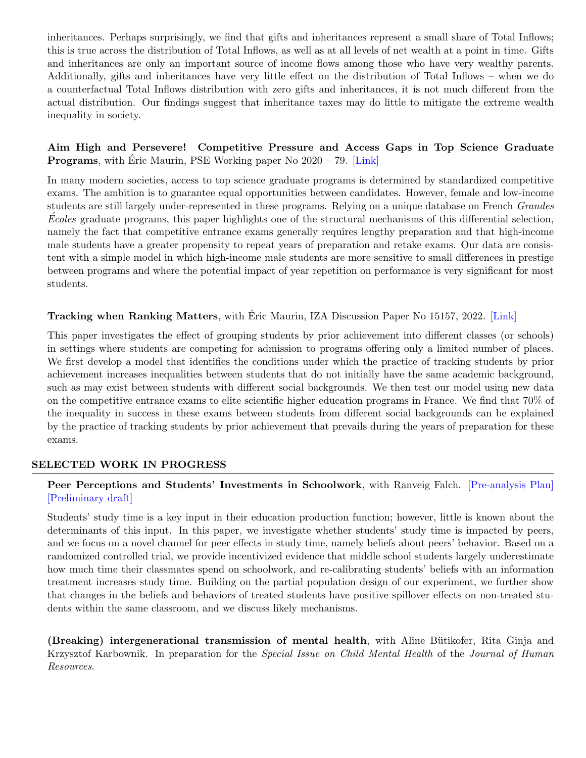inheritances. Perhaps surprisingly, we find that gifts and inheritances represent a small share of Total Inflows; this is true across the distribution of Total Inflows, as well as at all levels of net wealth at a point in time. Gifts and inheritances are only an important source of income flows among those who have very wealthy parents. Additionally, gifts and inheritances have very little effect on the distribution of Total Inflows – when we do a counterfactual Total Inflows distribution with zero gifts and inheritances, it is not much different from the actual distribution. Our findings suggest that inheritance taxes may do little to mitigate the extreme wealth inequality in society.

**Aim High and Persevere! Competitive Pressure and Access Gaps in Top Science Graduate Programs**, with Éric Maurin, PSE Working paper No 2020 – 79. [Link]

In many modern societies, access to top science graduate programs is determined by standardized competitive exams. The ambition is to guarantee equal opportunities between candidates. However, female and low-income students are still largely under-represented in these programs. Relying on a unique database on French *Grandes Écoles* graduate programs, this paper highlights one of the structural mechanisms of this differential selection, namely the fact that competitive entrance exams generally requires lengthy preparation and that high-income male students have a greater propensity to repeat years of preparation and retake exams. Our data are consistent with a simple model in which high-income male students are more sensitive to small differences in prestige between programs and where the potential impact of year repetition on performance is very significant for most students.

**Tracking when Ranking Matters**, with Éric Maurin, IZA Discussion Paper No 15157, 2022. [Link]

This paper investigates the effect of grouping students by prior achievement into different classes (or schools) in settings where students are competing for admission to programs offering only a limited number of places. We first develop a model that identifies the conditions under which the practice of tracking students by prior achievement increases inequalities between students that do not initially have the same academic background, such as may exist between students with different social backgrounds. We then test our model using new data on the competitive entrance exams to elite scientific higher education programs in France. We find that 70% of the inequality in success in these exams between students from different social backgrounds can be explained by the practice of tracking students by prior achievement that prevails during the years of preparation for these exams.

## SELECTED WORK IN PROGRESS

**Peer Perceptions and Students' Investments in Schoolwork**, with Ranveig Falch. [Pre-analysis Plan] [Preliminary draft]

Students' study time is a key input in their education production function; however, little is known about the determinants of this input. In this paper, we investigate whether students' study time is impacted by peers, and we focus on a novel channel for peer effects in study time, namely beliefs about peers' behavior. Based on a randomized controlled trial, we provide incentivized evidence that middle school students largely underestimate how much time their classmates spend on schoolwork, and re-calibrating students' beliefs with an information treatment increases study time. Building on the partial population design of our experiment, we further show that changes in the beliefs and behaviors of treated students have positive spillover effects on non-treated students within the same classroom, and we discuss likely mechanisms.

**(Breaking) intergenerational transmission of mental health**, with Aline Bütikofer, Rita Ginja and Krzysztof Karbownik. In preparation for the *Special Issue on Child Mental Health* of the *Journal of Human Resources*.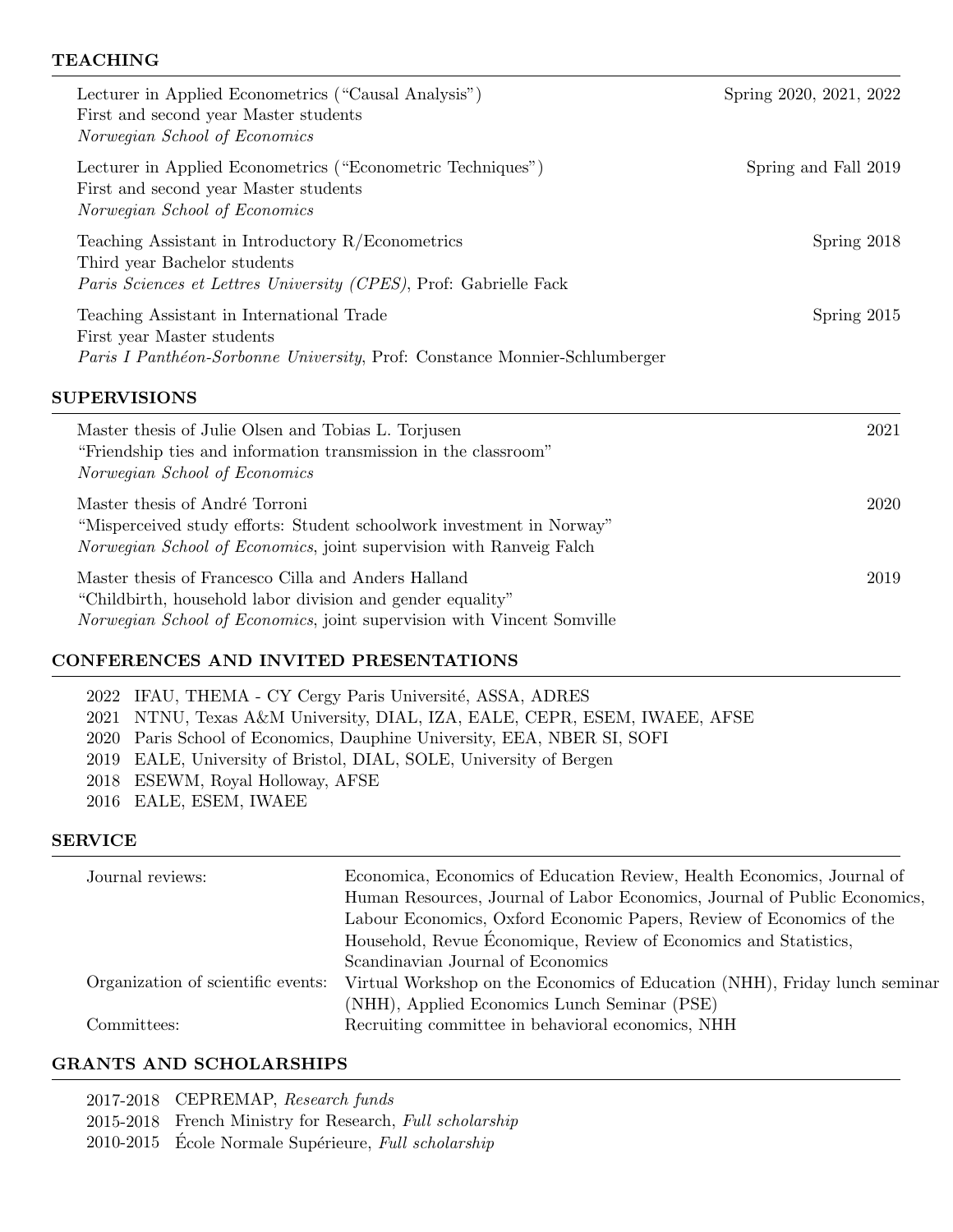## TEACHING

Lecturer in Applied Econometrics ("Causal Analysis") — Spring 2020, 2021, 2022
First and second year Master students
*Norwegian School of Economics*

Lecturer in Applied Econometrics ("Econometric Techniques") — Spring and Fall 2019
First and second year Master students
*Norwegian School of Economics*

Teaching Assistant in Introductory R/Econometrics — Spring 2018
Third year Bachelor students
*Paris Sciences et Lettres University (CPES)*, Prof: Gabrielle Fack

Teaching Assistant in International Trade — Spring 2015
First year Master students
*Paris I Panthéon-Sorbonne University*, Prof: Constance Monnier-Schlumberger

## SUPERVISIONS

Master thesis of Julie Olsen and Tobias L. Torjusen — 2021
"Friendship ties and information transmission in the classroom"
*Norwegian School of Economics*

Master thesis of André Torroni — 2020
"Misperceived study efforts: Student schoolwork investment in Norway"
*Norwegian School of Economics*, joint supervision with Ranveig Falch

Master thesis of Francesco Cilla and Anders Halland — 2019
"Childbirth, household labor division and gender equality"
*Norwegian School of Economics*, joint supervision with Vincent Somville

## CONFERENCES AND INVITED PRESENTATIONS

- 2022 IFAU, THEMA - CY Cergy Paris Université, ASSA, ADRES
- 2021 NTNU, Texas A&M University, DIAL, IZA, EALE, CEPR, ESEM, IWAEE, AFSE
- 2020 Paris School of Economics, Dauphine University, EEA, NBER SI, SOFI
- 2019 EALE, University of Bristol, DIAL, SOLE, University of Bergen
- 2018 ESEWM, Royal Holloway, AFSE
- 2016 EALE, ESEM, IWAEE

## SERVICE

Journal reviews: Economica, Economics of Education Review, Health Economics, Journal of Human Resources, Journal of Labor Economics, Journal of Public Economics, Labour Economics, Oxford Economic Papers, Review of Economics of the Household, Revue Économique, Review of Economics and Statistics, Scandinavian Journal of Economics

Organization of scientific events: Virtual Workshop on the Economics of Education (NHH), Friday lunch seminar (NHH), Applied Economics Lunch Seminar (PSE)

Committees: Recruiting committee in behavioral economics, NHH

## GRANTS AND SCHOLARSHIPS

- 2017-2018 CEPREMAP, *Research funds*
- 2015-2018 French Ministry for Research, *Full scholarship*
- 2010-2015 École Normale Supérieure, *Full scholarship*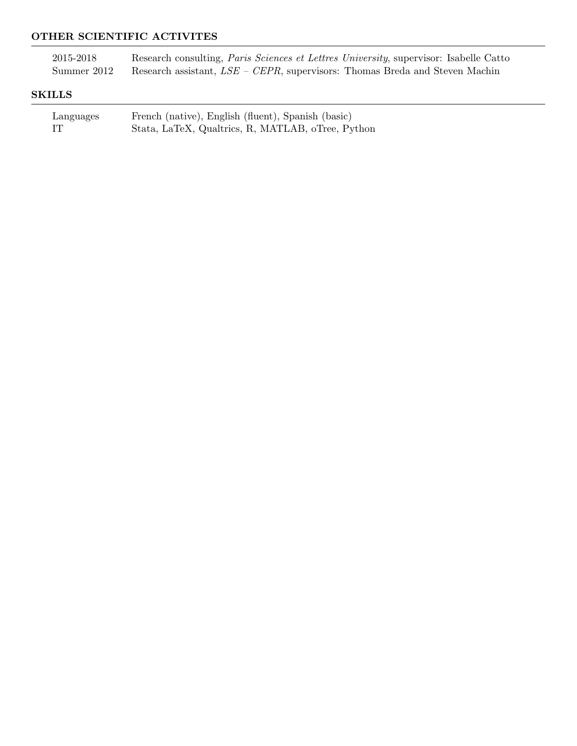## OTHER SCIENTIFIC ACTIVITES

| | |
|---|---|
| 2015-2018 | Research consulting, *Paris Sciences et Lettres University*, supervisor: Isabelle Catto |
| Summer 2012 | Research assistant, *LSE – CEPR*, supervisors: Thomas Breda and Steven Machin |

## SKILLS

| | |
|---|---|
| Languages | French (native), English (fluent), Spanish (basic) |
| IT | Stata, LaTeX, Qualtrics, R, MATLAB, oTree, Python |